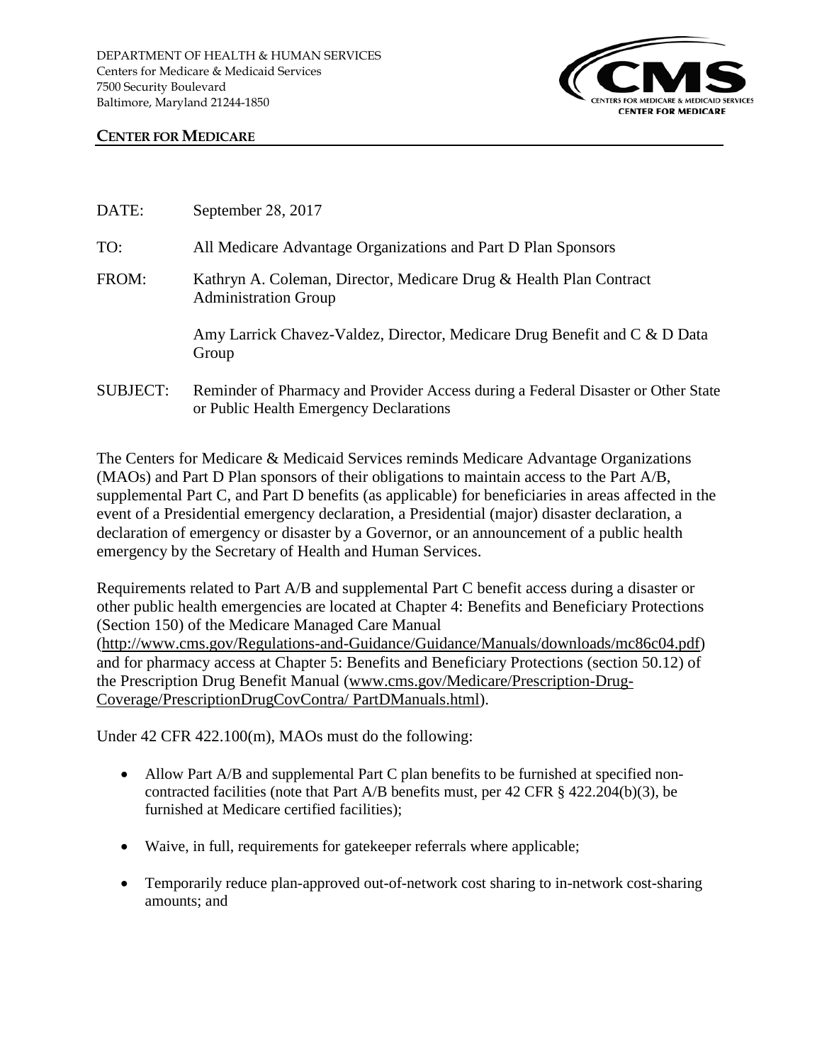DEPARTMENT OF HEALTH & HUMAN SERVICES
Centers for Medicare & Medicaid Services
7500 Security Boulevard
Baltimore, Maryland 21244-1850

CMS
CENTERS FOR MEDICARE & MEDICAID SERVICES
CENTER FOR MEDICARE

**CENTER FOR MEDICARE**

DATE: September 28, 2017

TO: All Medicare Advantage Organizations and Part D Plan Sponsors

FROM: Kathryn A. Coleman, Director, Medicare Drug & Health Plan Contract Administration Group

Amy Larrick Chavez-Valdez, Director, Medicare Drug Benefit and C & D Data Group

SUBJECT: Reminder of Pharmacy and Provider Access during a Federal Disaster or Other State or Public Health Emergency Declarations

The Centers for Medicare & Medicaid Services reminds Medicare Advantage Organizations (MAOs) and Part D Plan sponsors of their obligations to maintain access to the Part A/B, supplemental Part C, and Part D benefits (as applicable) for beneficiaries in areas affected in the event of a Presidential emergency declaration, a Presidential (major) disaster declaration, a declaration of emergency or disaster by a Governor, or an announcement of a public health emergency by the Secretary of Health and Human Services.

Requirements related to Part A/B and supplemental Part C benefit access during a disaster or other public health emergencies are located at Chapter 4: Benefits and Beneficiary Protections (Section 150) of the Medicare Managed Care Manual (http://www.cms.gov/Regulations-and-Guidance/Guidance/Manuals/downloads/mc86c04.pdf) and for pharmacy access at Chapter 5: Benefits and Beneficiary Protections (section 50.12) of the Prescription Drug Benefit Manual (www.cms.gov/Medicare/Prescription-Drug-Coverage/PrescriptionDrugCovContra/ PartDManuals.html).

Under 42 CFR 422.100(m), MAOs must do the following:

- Allow Part A/B and supplemental Part C plan benefits to be furnished at specified non-contracted facilities (note that Part A/B benefits must, per 42 CFR § 422.204(b)(3), be furnished at Medicare certified facilities);
- Waive, in full, requirements for gatekeeper referrals where applicable;
- Temporarily reduce plan-approved out-of-network cost sharing to in-network cost-sharing amounts; and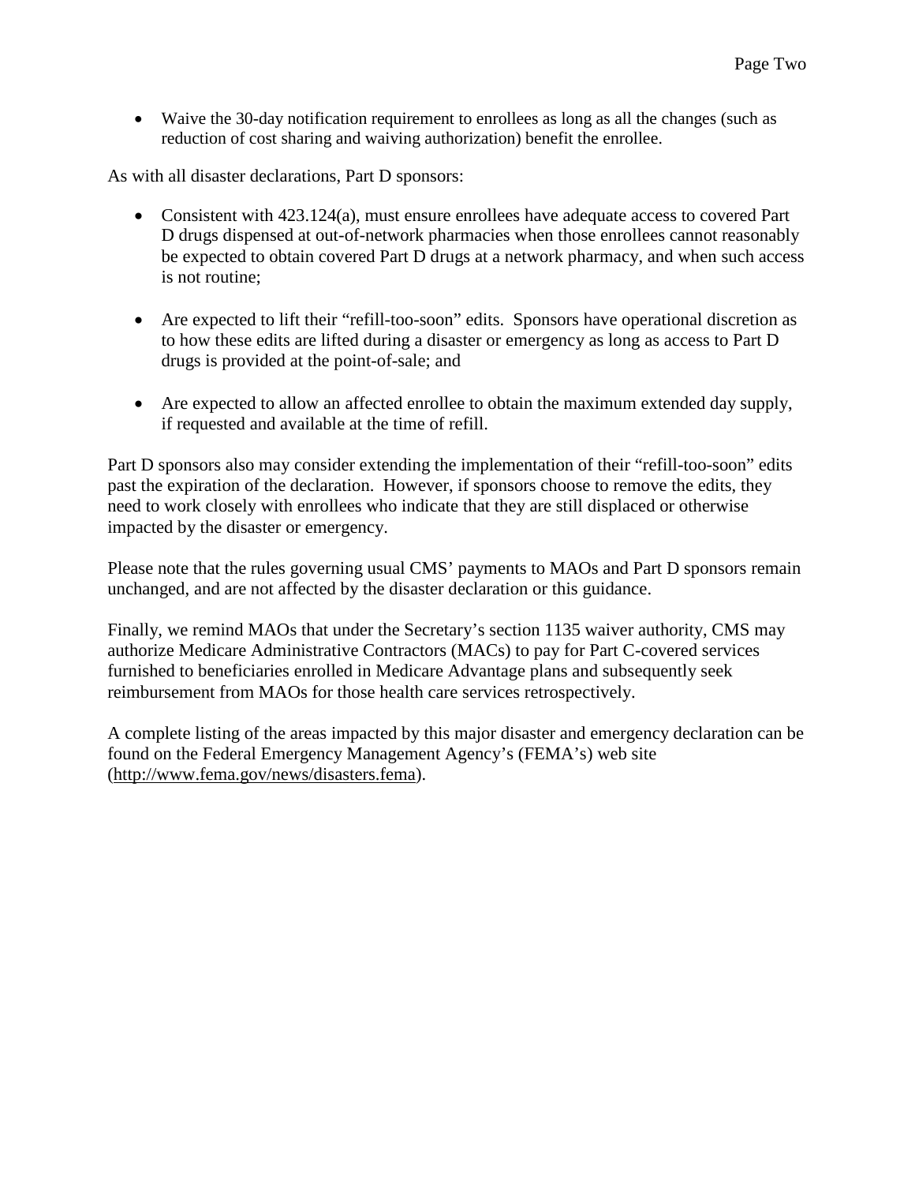- Waive the 30-day notification requirement to enrollees as long as all the changes (such as reduction of cost sharing and waiving authorization) benefit the enrollee.

As with all disaster declarations, Part D sponsors:

- Consistent with 423.124(a), must ensure enrollees have adequate access to covered Part D drugs dispensed at out-of-network pharmacies when those enrollees cannot reasonably be expected to obtain covered Part D drugs at a network pharmacy, and when such access is not routine;

- Are expected to lift their "refill-too-soon" edits. Sponsors have operational discretion as to how these edits are lifted during a disaster or emergency as long as access to Part D drugs is provided at the point-of-sale; and

- Are expected to allow an affected enrollee to obtain the maximum extended day supply, if requested and available at the time of refill.

Part D sponsors also may consider extending the implementation of their "refill-too-soon" edits past the expiration of the declaration. However, if sponsors choose to remove the edits, they need to work closely with enrollees who indicate that they are still displaced or otherwise impacted by the disaster or emergency.

Please note that the rules governing usual CMS' payments to MAOs and Part D sponsors remain unchanged, and are not affected by the disaster declaration or this guidance.

Finally, we remind MAOs that under the Secretary's section 1135 waiver authority, CMS may authorize Medicare Administrative Contractors (MACs) to pay for Part C-covered services furnished to beneficiaries enrolled in Medicare Advantage plans and subsequently seek reimbursement from MAOs for those health care services retrospectively.

A complete listing of the areas impacted by this major disaster and emergency declaration can be found on the Federal Emergency Management Agency's (FEMA's) web site (http://www.fema.gov/news/disasters.fema).